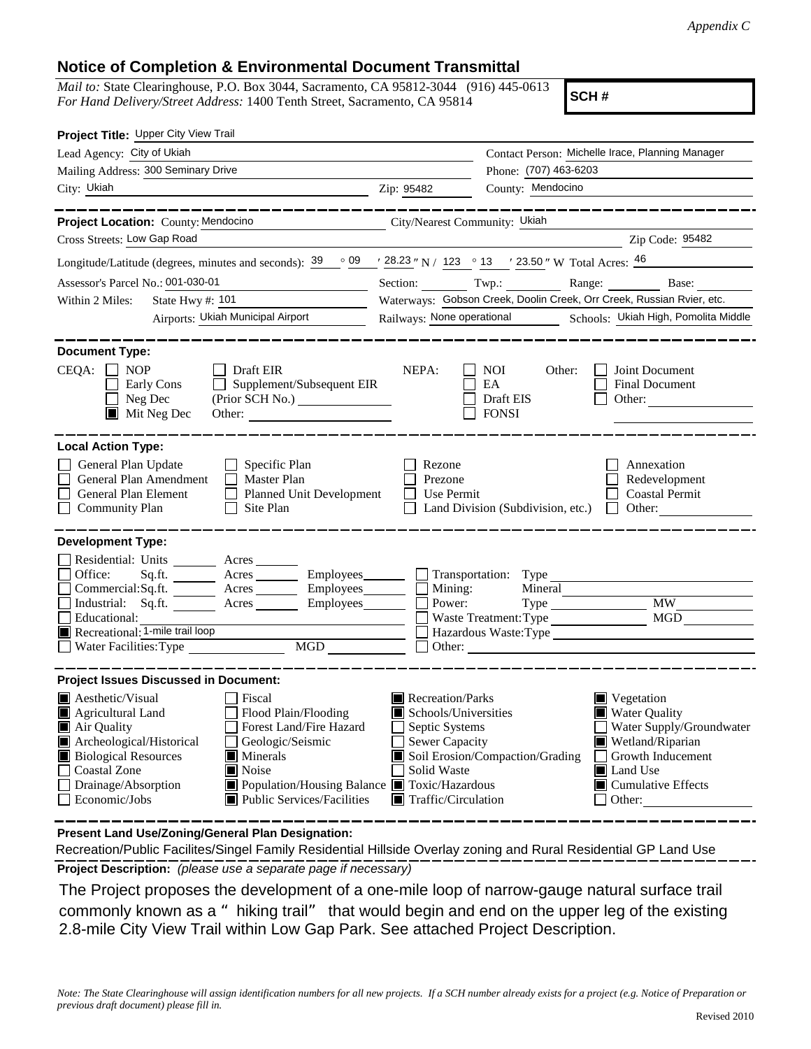*Appendix C*

# Notice of Completion & Environmental Document Transmittal

*Mail to:* State Clearinghouse, P.O. Box 3044, Sacramento, CA 95812-3044 (916) 445-0613
*For Hand Delivery/Street Address:* 1400 Tenth Street, Sacramento, CA 95814

**SCH #**

**Project Title:** Upper City View Trail

Lead Agency: City of Ukiah
Contact Person: Michelle Irace, Planning Manager
Mailing Address: 300 Seminary Drive
Phone: (707) 463-6203
City: Ukiah
Zip: 95482
County: Mendocino

**Project Location:** County: Mendocino
City/Nearest Community: Ukiah
Cross Streets: Low Gap Road
Zip Code: 95482

Longitude/Latitude (degrees, minutes and seconds): 39 ° 09 ′ 28.23 ″ N / 123 ° 13 ′ 23.50 ″ W Total Acres: 46

Assessor's Parcel No.: 001-030-01
Section: Twp.: Range: Base:

Within 2 Miles: State Hwy #: 101
Waterways: Gobson Creek, Doolin Creek, Orr Creek, Russian Rvier, etc.
Airports: Ukiah Municipal Airport
Railways: None operational
Schools: Ukiah High, Pomolita Middle

**Document Type:**

CEQA:
- ☐ NOP
- ☐ Early Cons
- ☐ Neg Dec
- ■ Mit Neg Dec
- ☐ Draft EIR
- ☐ Supplement/Subsequent EIR (Prior SCH No.)
- Other:

NEPA:
- ☐ NOI
- ☐ EA
- ☐ Draft EIS
- ☐ FONSI

Other:
- ☐ Joint Document
- ☐ Final Document
- ☐ Other:

**Local Action Type:**

- ☐ General Plan Update
- ☐ General Plan Amendment
- ☐ General Plan Element
- ☐ Community Plan
- ☐ Specific Plan
- ☐ Master Plan
- ☐ Planned Unit Development
- ☐ Site Plan
- ☐ Rezone
- ☐ Prezone
- ☐ Use Permit
- ☐ Land Division (Subdivision, etc.)
- ☐ Annexation
- ☐ Redevelopment
- ☐ Coastal Permit
- ☐ Other:

**Development Type:**

- ☐ Residential: Units ___ Acres ___
- ☐ Office: Sq.ft. ___ Acres ___ Employees ___
- ☐ Commercial: Sq.ft. ___ Acres ___ Employees ___
- ☐ Industrial: Sq.ft. ___ Acres ___ Employees ___
- ☐ Educational:
- ■ Recreational: 1-mile trail loop
- ☐ Water Facilities: Type ___ MGD ___
- ☐ Transportation: Type
- ☐ Mining: Mineral
- ☐ Power: Type ___ MW
- ☐ Waste Treatment: Type ___ MGD
- ☐ Hazardous Waste: Type
- ☐ Other:

**Project Issues Discussed in Document:**

- ■ Aesthetic/Visual
- ■ Agricultural Land
- ■ Air Quality
- ■ Archeological/Historical
- ■ Biological Resources
- ☐ Coastal Zone
- ☐ Drainage/Absorption
- ☐ Economic/Jobs
- ☐ Fiscal
- ☐ Flood Plain/Flooding
- ☐ Forest Land/Fire Hazard
- ☐ Geologic/Seismic
- ■ Minerals
- ■ Noise
- ■ Population/Housing Balance
- ■ Public Services/Facilities
- ■ Recreation/Parks
- ■ Schools/Universities
- ☐ Septic Systems
- ☐ Sewer Capacity
- ■ Soil Erosion/Compaction/Grading
- ☐ Solid Waste
- ■ Toxic/Hazardous
- ■ Traffic/Circulation
- ■ Vegetation
- ■ Water Quality
- ☐ Water Supply/Groundwater
- ■ Wetland/Riparian
- ☐ Growth Inducement
- ■ Land Use
- ■ Cumulative Effects
- ☐ Other:

**Present Land Use/Zoning/General Plan Designation:**

Recreation/Public Facilites/Singel Family Residential Hillside Overlay zoning and Rural Residential GP Land Use

**Project Description:** *(please use a separate page if necessary)*

The Project proposes the development of a one-mile loop of narrow-gauge natural surface trail commonly known as a "hiking trail" that would begin and end on the upper leg of the existing 2.8-mile City View Trail within Low Gap Park. See attached Project Description.

*Note: The State Clearinghouse will assign identification numbers for all new projects. If a SCH number already exists for a project (e.g. Notice of Preparation or previous draft document) please fill in.*

Revised 2010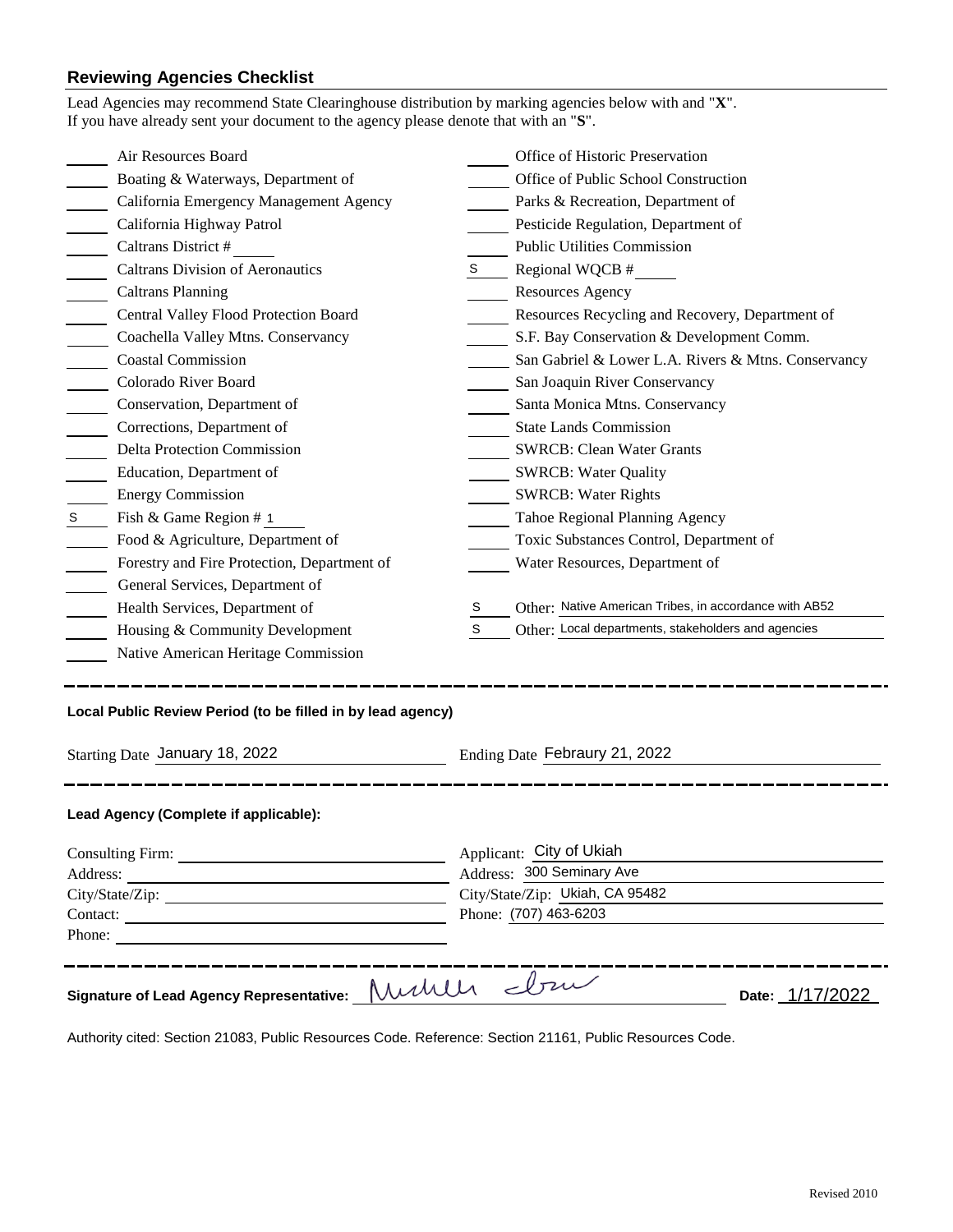## Reviewing Agencies Checklist

Lead Agencies may recommend State Clearinghouse distribution by marking agencies below with and "**X**".
If you have already sent your document to the agency please denote that with an "**S**".

| Mark | Agency | Mark | Agency |
|---|---|---|---|
| | Air Resources Board | | Office of Historic Preservation |
| | Boating & Waterways, Department of | | Office of Public School Construction |
| | California Emergency Management Agency | | Parks & Recreation, Department of |
| | California Highway Patrol | | Pesticide Regulation, Department of |
| | Caltrans District # | | Public Utilities Commission |
| | Caltrans Division of Aeronautics | S | Regional WQCB # |
| | Caltrans Planning | | Resources Agency |
| | Central Valley Flood Protection Board | | Resources Recycling and Recovery, Department of |
| | Coachella Valley Mtns. Conservancy | | S.F. Bay Conservation & Development Comm. |
| | Coastal Commission | | San Gabriel & Lower L.A. Rivers & Mtns. Conservancy |
| | Colorado River Board | | San Joaquin River Conservancy |
| | Conservation, Department of | | Santa Monica Mtns. Conservancy |
| | Corrections, Department of | | State Lands Commission |
| | Delta Protection Commission | | SWRCB: Clean Water Grants |
| | Education, Department of | | SWRCB: Water Quality |
| | Energy Commission | | SWRCB: Water Rights |
| S | Fish & Game Region # 1 | | Tahoe Regional Planning Agency |
| | Food & Agriculture, Department of | | Toxic Substances Control, Department of |
| | Forestry and Fire Protection, Department of | | Water Resources, Department of |
| | General Services, Department of | | |
| | Health Services, Department of | S | Other: Native American Tribes, in accordance with AB52 |
| | Housing & Community Development | S | Other: Local departments, stakeholders and agencies |
| | Native American Heritage Commission | | |

**Local Public Review Period (to be filled in by lead agency)**

Starting Date January 18, 2022 Ending Date Febraury 21, 2022

**Lead Agency (Complete if applicable):**

Consulting Firm:
Address:
City/State/Zip:
Contact:
Phone:

Applicant: City of Ukiah
Address: 300 Seminary Ave
City/State/Zip: Ukiah, CA 95482
Phone: (707) 463-6203

**Signature of Lead Agency Representative:** Michelle Irace **Date:** 1/17/2022

Authority cited: Section 21083, Public Resources Code. Reference: Section 21161, Public Resources Code.

Revised 2010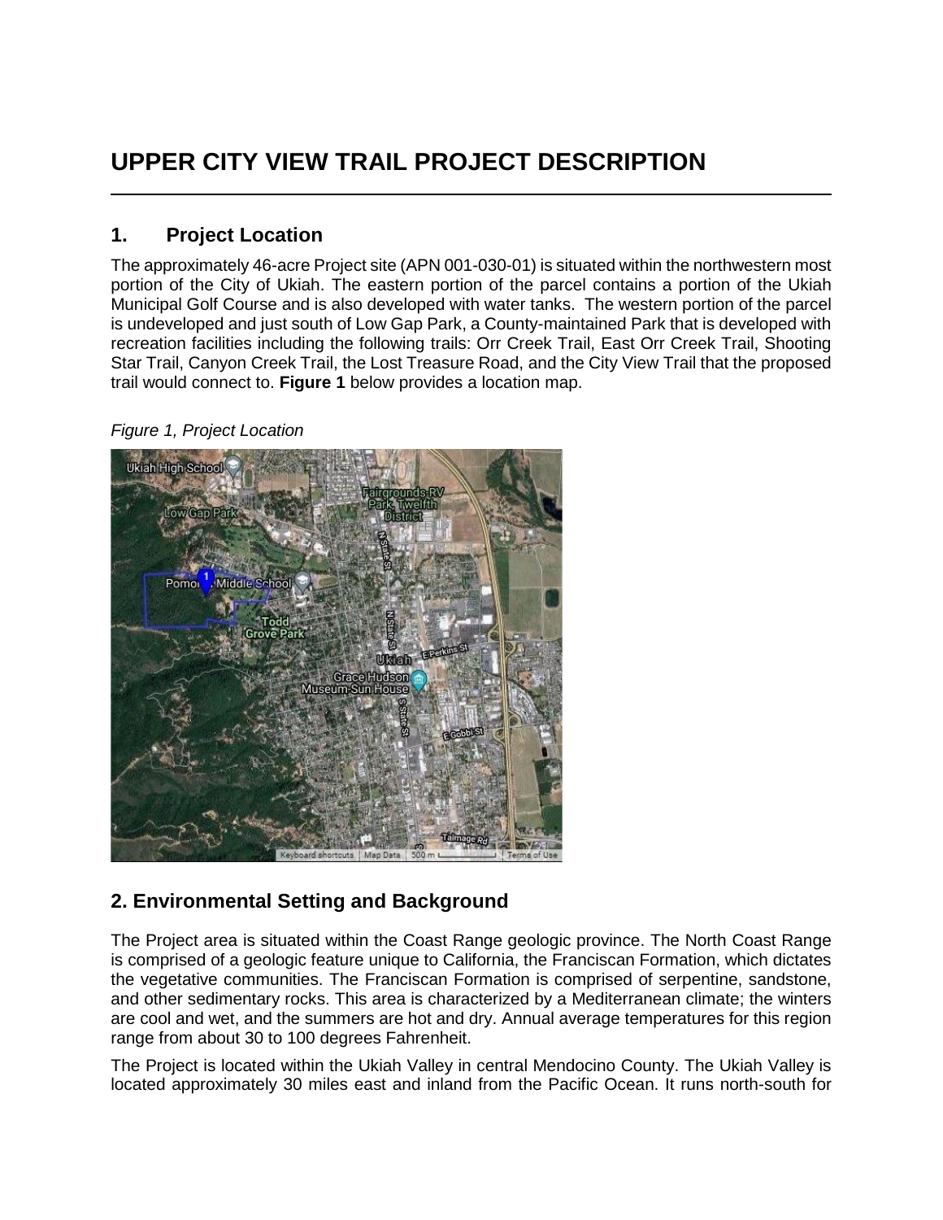# UPPER CITY VIEW TRAIL PROJECT DESCRIPTION

## 1. Project Location

The approximately 46-acre Project site (APN 001-030-01) is situated within the northwestern most portion of the City of Ukiah. The eastern portion of the parcel contains a portion of the Ukiah Municipal Golf Course and is also developed with water tanks. The western portion of the parcel is undeveloped and just south of Low Gap Park, a County-maintained Park that is developed with recreation facilities including the following trails: Orr Creek Trail, East Orr Creek Trail, Shooting Star Trail, Canyon Creek Trail, the Lost Treasure Road, and the City View Trail that the proposed trail would connect to. **Figure 1** below provides a location map.

*Figure 1, Project Location*

## 2. Environmental Setting and Background

The Project area is situated within the Coast Range geologic province. The North Coast Range is comprised of a geologic feature unique to California, the Franciscan Formation, which dictates the vegetative communities. The Franciscan Formation is comprised of serpentine, sandstone, and other sedimentary rocks. This area is characterized by a Mediterranean climate; the winters are cool and wet, and the summers are hot and dry. Annual average temperatures for this region range from about 30 to 100 degrees Fahrenheit.

The Project is located within the Ukiah Valley in central Mendocino County. The Ukiah Valley is located approximately 30 miles east and inland from the Pacific Ocean. It runs north-south for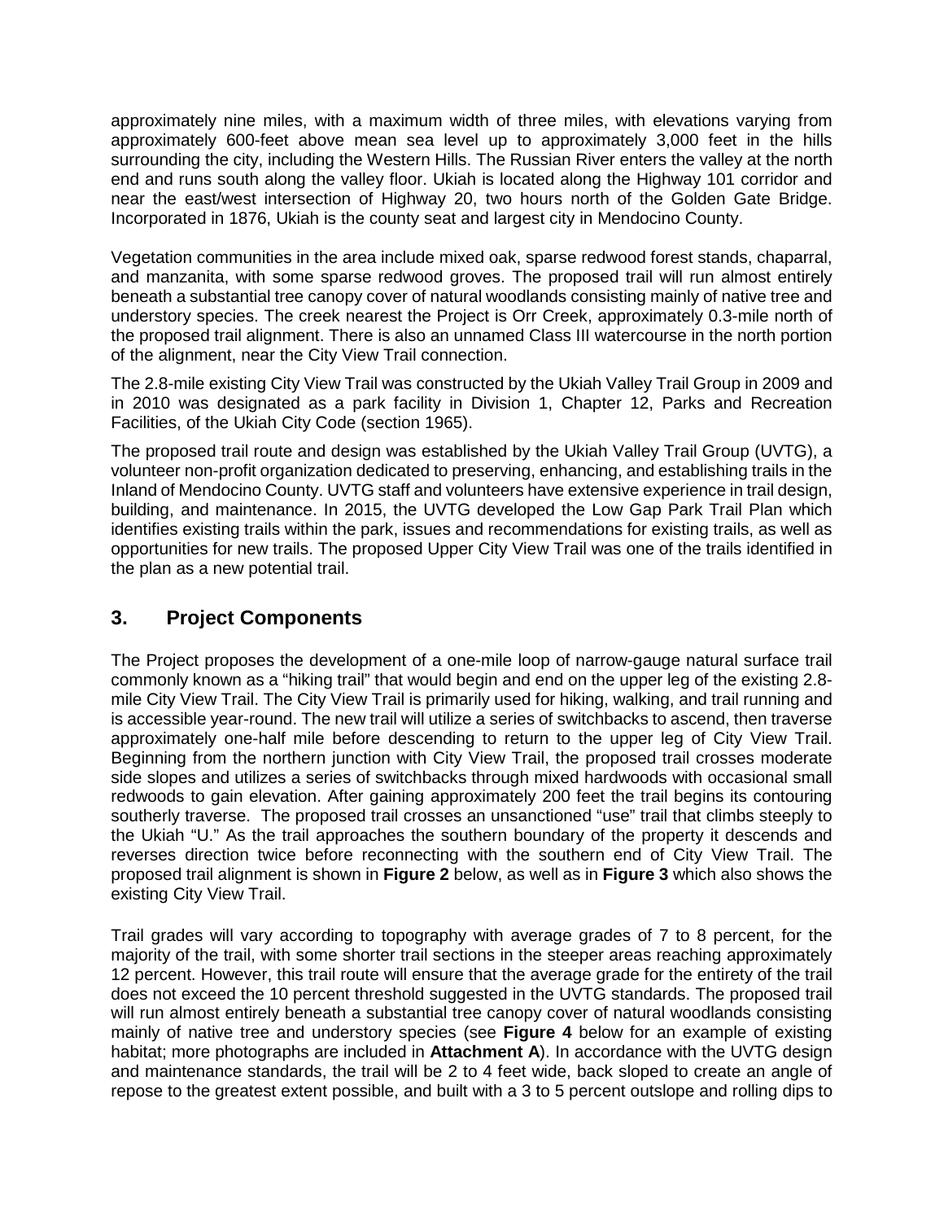approximately nine miles, with a maximum width of three miles, with elevations varying from approximately 600-feet above mean sea level up to approximately 3,000 feet in the hills surrounding the city, including the Western Hills. The Russian River enters the valley at the north end and runs south along the valley floor. Ukiah is located along the Highway 101 corridor and near the east/west intersection of Highway 20, two hours north of the Golden Gate Bridge. Incorporated in 1876, Ukiah is the county seat and largest city in Mendocino County.

Vegetation communities in the area include mixed oak, sparse redwood forest stands, chaparral, and manzanita, with some sparse redwood groves. The proposed trail will run almost entirely beneath a substantial tree canopy cover of natural woodlands consisting mainly of native tree and understory species. The creek nearest the Project is Orr Creek, approximately 0.3-mile north of the proposed trail alignment. There is also an unnamed Class III watercourse in the north portion of the alignment, near the City View Trail connection.

The 2.8-mile existing City View Trail was constructed by the Ukiah Valley Trail Group in 2009 and in 2010 was designated as a park facility in Division 1, Chapter 12, Parks and Recreation Facilities, of the Ukiah City Code (section 1965).

The proposed trail route and design was established by the Ukiah Valley Trail Group (UVTG), a volunteer non-profit organization dedicated to preserving, enhancing, and establishing trails in the Inland of Mendocino County. UVTG staff and volunteers have extensive experience in trail design, building, and maintenance. In 2015, the UVTG developed the Low Gap Park Trail Plan which identifies existing trails within the park, issues and recommendations for existing trails, as well as opportunities for new trails. The proposed Upper City View Trail was one of the trails identified in the plan as a new potential trail.

## 3. Project Components

The Project proposes the development of a one-mile loop of narrow-gauge natural surface trail commonly known as a "hiking trail" that would begin and end on the upper leg of the existing 2.8-mile City View Trail. The City View Trail is primarily used for hiking, walking, and trail running and is accessible year-round. The new trail will utilize a series of switchbacks to ascend, then traverse approximately one-half mile before descending to return to the upper leg of City View Trail. Beginning from the northern junction with City View Trail, the proposed trail crosses moderate side slopes and utilizes a series of switchbacks through mixed hardwoods with occasional small redwoods to gain elevation. After gaining approximately 200 feet the trail begins its contouring southerly traverse. The proposed trail crosses an unsanctioned "use" trail that climbs steeply to the Ukiah "U." As the trail approaches the southern boundary of the property it descends and reverses direction twice before reconnecting with the southern end of City View Trail. The proposed trail alignment is shown in **Figure 2** below, as well as in **Figure 3** which also shows the existing City View Trail.

Trail grades will vary according to topography with average grades of 7 to 8 percent, for the majority of the trail, with some shorter trail sections in the steeper areas reaching approximately 12 percent. However, this trail route will ensure that the average grade for the entirety of the trail does not exceed the 10 percent threshold suggested in the UVTG standards. The proposed trail will run almost entirely beneath a substantial tree canopy cover of natural woodlands consisting mainly of native tree and understory species (see **Figure 4** below for an example of existing habitat; more photographs are included in **Attachment A**). In accordance with the UVTG design and maintenance standards, the trail will be 2 to 4 feet wide, back sloped to create an angle of repose to the greatest extent possible, and built with a 3 to 5 percent outslope and rolling dips to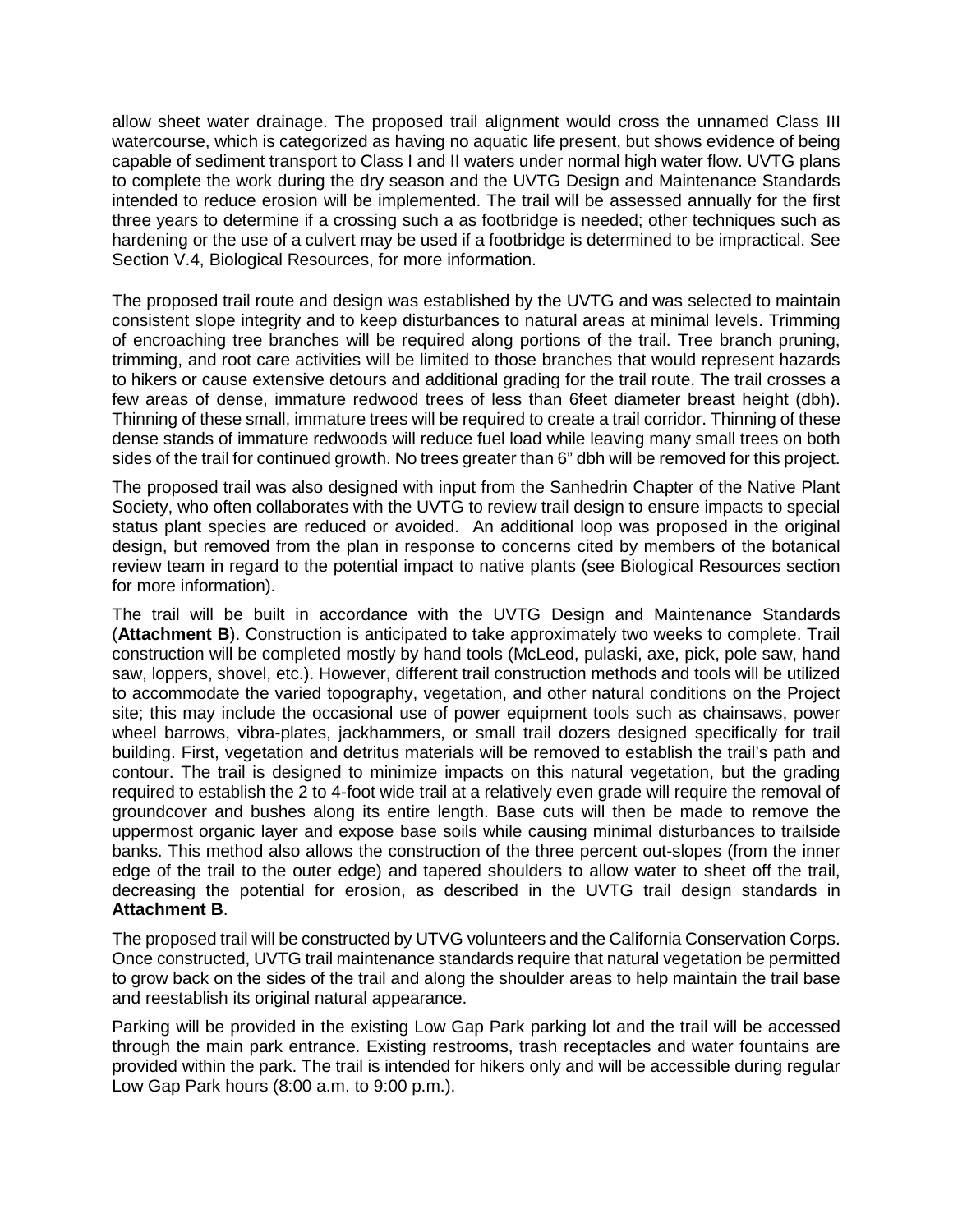allow sheet water drainage. The proposed trail alignment would cross the unnamed Class III watercourse, which is categorized as having no aquatic life present, but shows evidence of being capable of sediment transport to Class I and II waters under normal high water flow. UVTG plans to complete the work during the dry season and the UVTG Design and Maintenance Standards intended to reduce erosion will be implemented. The trail will be assessed annually for the first three years to determine if a crossing such a as footbridge is needed; other techniques such as hardening or the use of a culvert may be used if a footbridge is determined to be impractical. See Section V.4, Biological Resources, for more information.

The proposed trail route and design was established by the UVTG and was selected to maintain consistent slope integrity and to keep disturbances to natural areas at minimal levels. Trimming of encroaching tree branches will be required along portions of the trail. Tree branch pruning, trimming, and root care activities will be limited to those branches that would represent hazards to hikers or cause extensive detours and additional grading for the trail route. The trail crosses a few areas of dense, immature redwood trees of less than 6feet diameter breast height (dbh). Thinning of these small, immature trees will be required to create a trail corridor. Thinning of these dense stands of immature redwoods will reduce fuel load while leaving many small trees on both sides of the trail for continued growth. No trees greater than 6" dbh will be removed for this project.

The proposed trail was also designed with input from the Sanhedrin Chapter of the Native Plant Society, who often collaborates with the UVTG to review trail design to ensure impacts to special status plant species are reduced or avoided. An additional loop was proposed in the original design, but removed from the plan in response to concerns cited by members of the botanical review team in regard to the potential impact to native plants (see Biological Resources section for more information).

The trail will be built in accordance with the UVTG Design and Maintenance Standards (**Attachment B**). Construction is anticipated to take approximately two weeks to complete. Trail construction will be completed mostly by hand tools (McLeod, pulaski, axe, pick, pole saw, hand saw, loppers, shovel, etc.). However, different trail construction methods and tools will be utilized to accommodate the varied topography, vegetation, and other natural conditions on the Project site; this may include the occasional use of power equipment tools such as chainsaws, power wheel barrows, vibra-plates, jackhammers, or small trail dozers designed specifically for trail building. First, vegetation and detritus materials will be removed to establish the trail's path and contour. The trail is designed to minimize impacts on this natural vegetation, but the grading required to establish the 2 to 4-foot wide trail at a relatively even grade will require the removal of groundcover and bushes along its entire length. Base cuts will then be made to remove the uppermost organic layer and expose base soils while causing minimal disturbances to trailside banks. This method also allows the construction of the three percent out-slopes (from the inner edge of the trail to the outer edge) and tapered shoulders to allow water to sheet off the trail, decreasing the potential for erosion, as described in the UVTG trail design standards in **Attachment B**.

The proposed trail will be constructed by UTVG volunteers and the California Conservation Corps. Once constructed, UVTG trail maintenance standards require that natural vegetation be permitted to grow back on the sides of the trail and along the shoulder areas to help maintain the trail base and reestablish its original natural appearance.

Parking will be provided in the existing Low Gap Park parking lot and the trail will be accessed through the main park entrance. Existing restrooms, trash receptacles and water fountains are provided within the park. The trail is intended for hikers only and will be accessible during regular Low Gap Park hours (8:00 a.m. to 9:00 p.m.).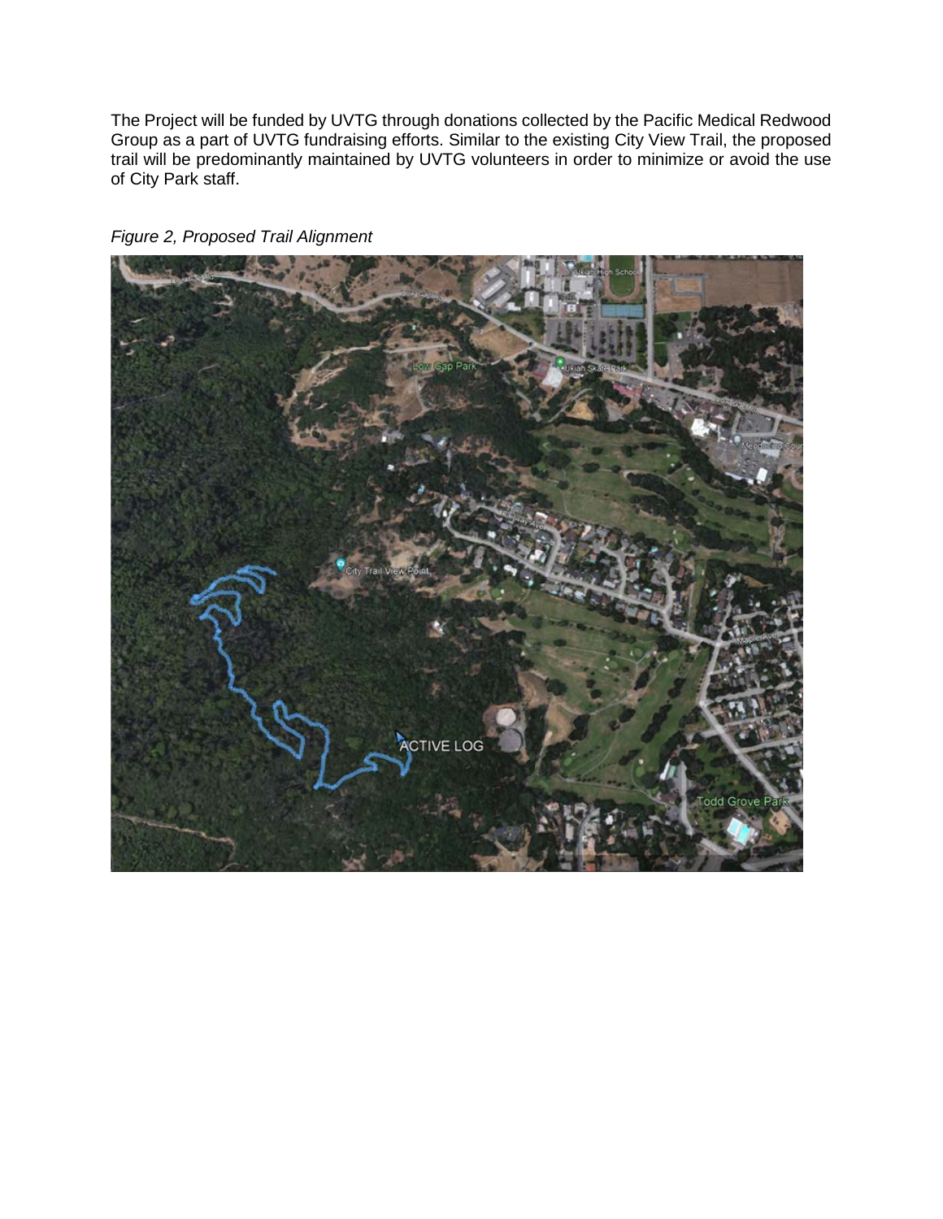The Project will be funded by UVTG through donations collected by the Pacific Medical Redwood Group as a part of UVTG fundraising efforts. Similar to the existing City View Trail, the proposed trail will be predominantly maintained by UVTG volunteers in order to minimize or avoid the use of City Park staff.

*Figure 2, Proposed Trail Alignment*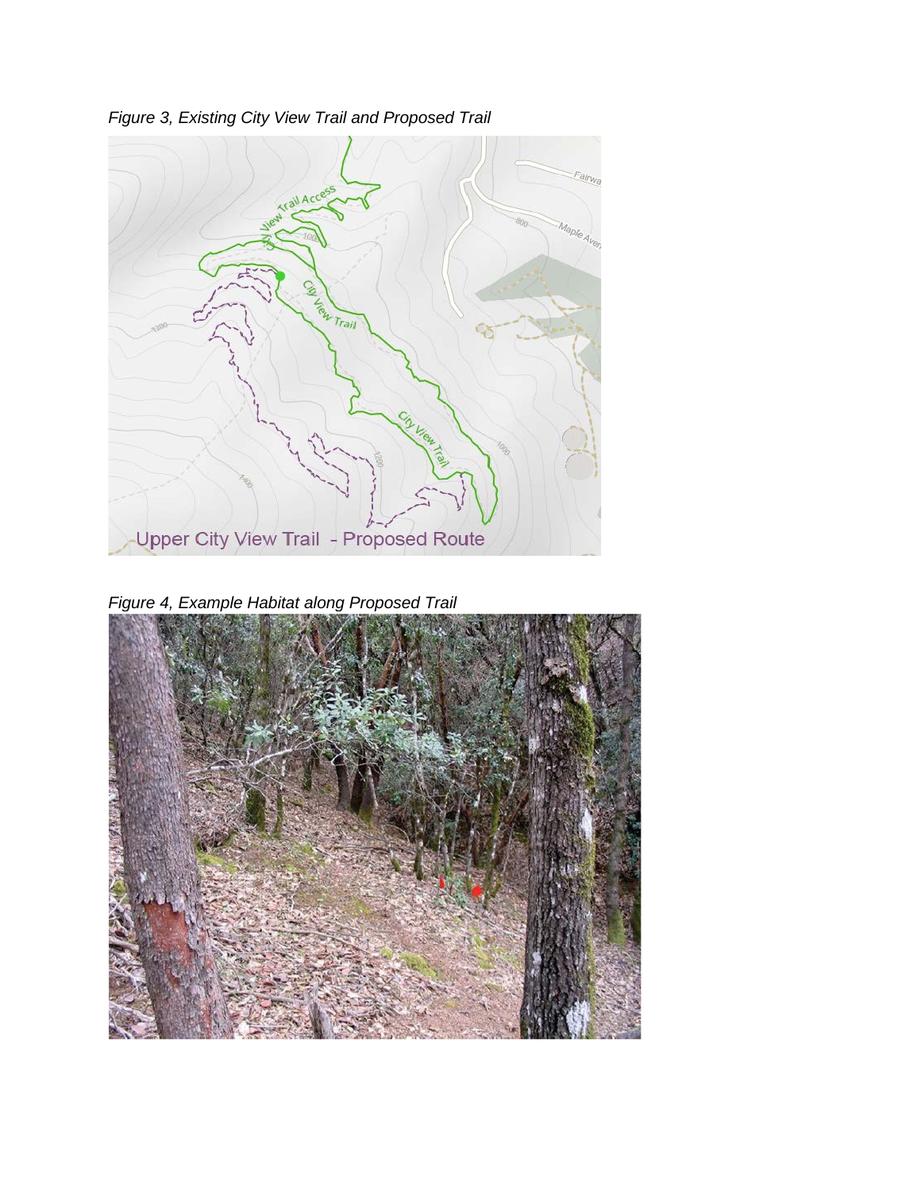*Figure 3, Existing City View Trail and Proposed Trail*

City View Trail Access

City View Trail

Fairway

Maple Ave

800

1000

1200

1300

1400

Upper City View Trail - Proposed Route

*Figure 4, Example Habitat along Proposed Trail*